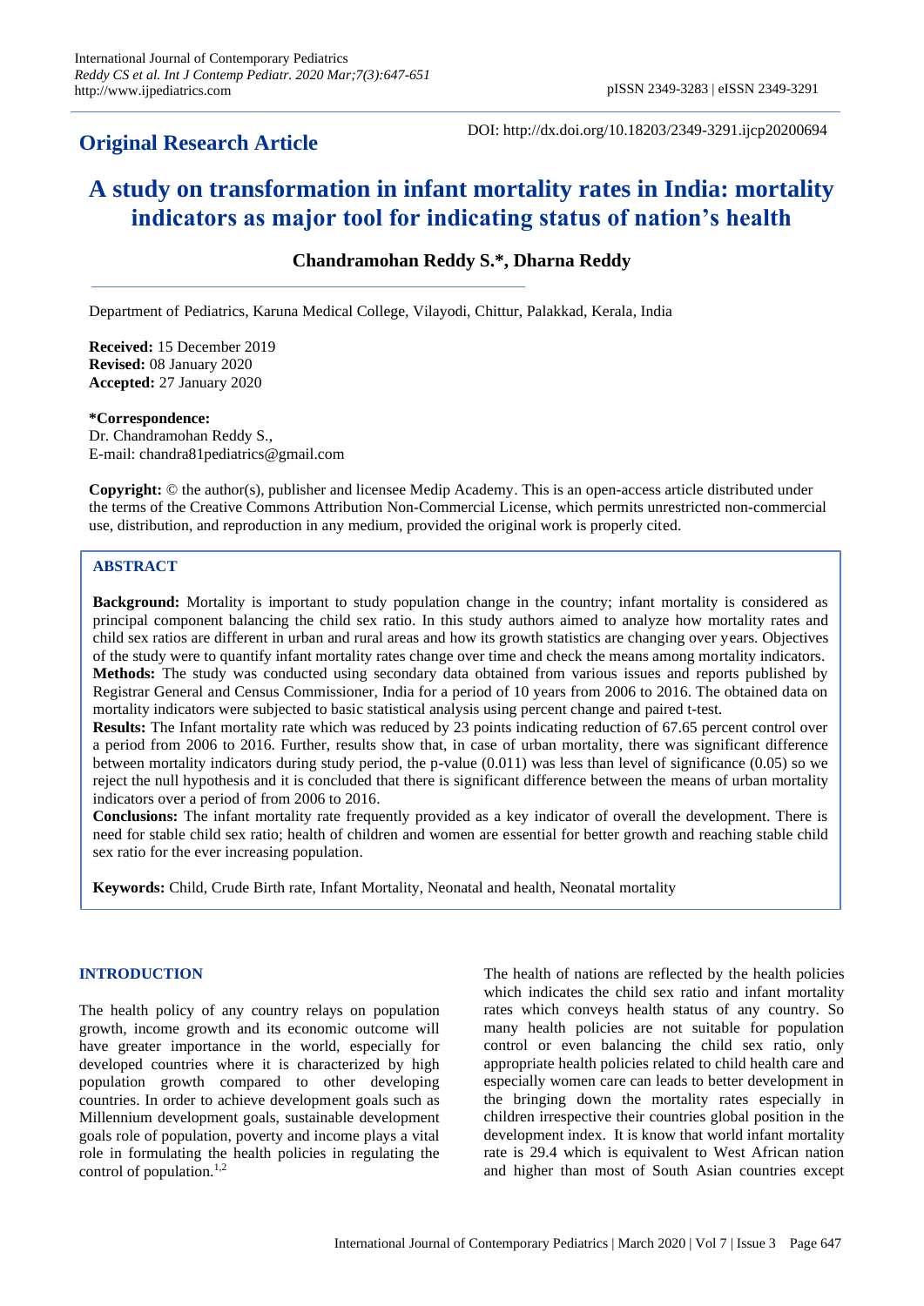**Original Research Article**

DOI: http://dx.doi.org/10.18203/2349-3291.ijcp20200694

# A study on transformation in infant mortality rates in India: mortality indicators as major tool for indicating status of nation's health

**Chandramohan Reddy S.*, Dharna Reddy**

Department of Pediatrics, Karuna Medical College, Vilayodi, Chittur, Palakkad, Kerala, India

**Received:** 15 December 2019
**Revised:** 08 January 2020
**Accepted:** 27 January 2020

**\*Correspondence:**
Dr. Chandramohan Reddy S.,
E-mail: chandra81pediatrics@gmail.com

**Copyright:** © the author(s), publisher and licensee Medip Academy. This is an open-access article distributed under the terms of the Creative Commons Attribution Non-Commercial License, which permits unrestricted non-commercial use, distribution, and reproduction in any medium, provided the original work is properly cited.

## ABSTRACT

**Background:** Mortality is important to study population change in the country; infant mortality is considered as principal component balancing the child sex ratio. In this study authors aimed to analyze how mortality rates and child sex ratios are different in urban and rural areas and how its growth statistics are changing over years. Objectives of the study were to quantify infant mortality rates change over time and check the means among mortality indicators.

**Methods:** The study was conducted using secondary data obtained from various issues and reports published by Registrar General and Census Commissioner, India for a period of 10 years from 2006 to 2016. The obtained data on mortality indicators were subjected to basic statistical analysis using percent change and paired t-test.

**Results:** The Infant mortality rate which was reduced by 23 points indicating reduction of 67.65 percent control over a period from 2006 to 2016. Further, results show that, in case of urban mortality, there was significant difference between mortality indicators during study period, the p-value (0.011) was less than level of significance (0.05) so we reject the null hypothesis and it is concluded that there is significant difference between the means of urban mortality indicators over a period of from 2006 to 2016.

**Conclusions:** The infant mortality rate frequently provided as a key indicator of overall the development. There is need for stable child sex ratio; health of children and women are essential for better growth and reaching stable child sex ratio for the ever increasing population.

**Keywords:** Child, Crude Birth rate, Infant Mortality, Neonatal and health, Neonatal mortality

## INTRODUCTION

The health policy of any country relays on population growth, income growth and its economic outcome will have greater importance in the world, especially for developed countries where it is characterized by high population growth compared to other developing countries. In order to achieve development goals such as Millennium development goals, sustainable development goals role of population, poverty and income plays a vital role in formulating the health policies in regulating the control of population.[1,2]

The health of nations are reflected by the health policies which indicates the child sex ratio and infant mortality rates which conveys health status of any country. So many health policies are not suitable for population control or even balancing the child sex ratio, only appropriate health policies related to child health care and especially women care can leads to better development in the bringing down the mortality rates especially in children irrespective their countries global position in the development index. It is know that world infant mortality rate is 29.4 which is equivalent to West African nation and higher than most of South Asian countries except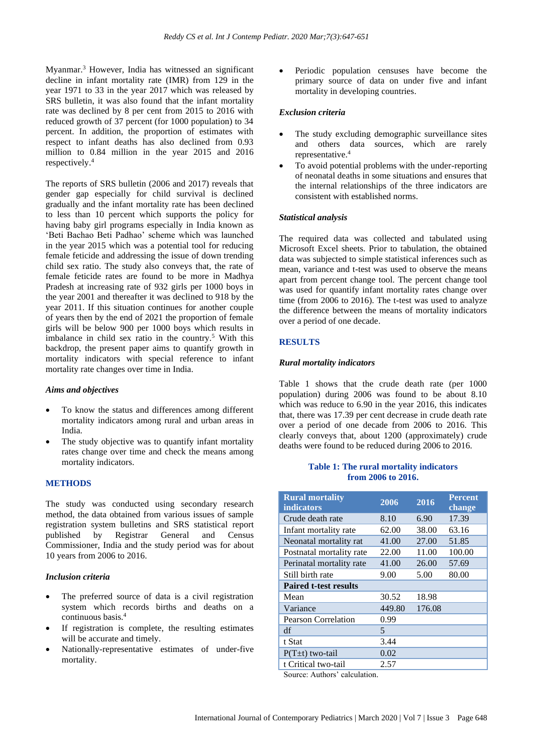Myanmar.[3] However, India has witnessed an significant decline in infant mortality rate (IMR) from 129 in the year 1971 to 33 in the year 2017 which was released by SRS bulletin, it was also found that the infant mortality rate was declined by 8 per cent from 2015 to 2016 with reduced growth of 37 percent (for 1000 population) to 34 percent. In addition, the proportion of estimates with respect to infant deaths has also declined from 0.93 million to 0.84 million in the year 2015 and 2016 respectively.[4]

The reports of SRS bulletin (2006 and 2017) reveals that gender gap especially for child survival is declined gradually and the infant mortality rate has been declined to less than 10 percent which supports the policy for having baby girl programs especially in India known as 'Beti Bachao Beti Padhao' scheme which was launched in the year 2015 which was a potential tool for reducing female feticide and addressing the issue of down trending child sex ratio. The study also conveys that, the rate of female feticide rates are found to be more in Madhya Pradesh at increasing rate of 932 girls per 1000 boys in the year 2001 and thereafter it was declined to 918 by the year 2011. If this situation continues for another couple of years then by the end of 2021 the proportion of female girls will be below 900 per 1000 boys which results in imbalance in child sex ratio in the country.[5] With this backdrop, the present paper aims to quantify growth in mortality indicators with special reference to infant mortality rate changes over time in India.

### *Aims and objectives*

- To know the status and differences among different mortality indicators among rural and urban areas in India.
- The study objective was to quantify infant mortality rates change over time and check the means among mortality indicators.

## METHODS

The study was conducted using secondary research method, the data obtained from various issues of sample registration system bulletins and SRS statistical report published by Registrar General and Census Commissioner, India and the study period was for about 10 years from 2006 to 2016.

### *Inclusion criteria*

- The preferred source of data is a civil registration system which records births and deaths on a continuous basis.[4]
- If registration is complete, the resulting estimates will be accurate and timely.
- Nationally-representative estimates of under-five mortality.
- Periodic population censuses have become the primary source of data on under five and infant mortality rates in developing countries.

### *Exclusion criteria*

- The study excluding demographic surveillance sites and others data sources, which are rarely representative.[4]
- To avoid potential problems with the under-reporting of neonatal deaths in some situations and ensures that the internal relationships of the three indicators are consistent with established norms.

### *Statistical analysis*

The required data was collected and tabulated using Microsoft Excel sheets. Prior to tabulation, the obtained data was subjected to simple statistical inferences such as mean, variance and t-test was used to observe the means apart from percent change tool. The percent change tool was used for quantify infant mortality rates change over time (from 2006 to 2016). The t-test was used to analyze the difference between the means of mortality indicators over a period of one decade.

## RESULTS

### *Rural mortality indicators*

Table 1 shows that the crude death rate (per 1000 population) during 2006 was found to be about 8.10 which was reduce to 6.90 in the year 2016, this indicates that, there was 17.39 per cent decrease in crude death rate over a period of one decade from 2006 to 2016. This clearly conveys that, about 1200 (approximately) crude deaths were found to be reduced during 2006 to 2016.

**Table 1: The rural mortality indicators from 2006 to 2016.**

| Rural mortality indicators | 2006 | 2016 | Percent change |
|---|---|---|---|
| Crude death rate | 8.10 | 6.90 | 17.39 |
| Infant mortality rate | 62.00 | 38.00 | 63.16 |
| Neonatal mortality rat | 41.00 | 27.00 | 51.85 |
| Postnatal mortality rate | 22.00 | 11.00 | 100.00 |
| Perinatal mortality rate | 41.00 | 26.00 | 57.69 |
| Still birth rate | 9.00 | 5.00 | 80.00 |
| **Paired t-test results** | | | |
| Mean | 30.52 | 18.98 | |
| Variance | 449.80 | 176.08 | |
| Pearson Correlation | 0.99 | | |
| df | 5 | | |
| t Stat | 3.44 | | |
| P(T±t) two-tail | 0.02 | | |
| t Critical two-tail | 2.57 | | |

Source: Authors' calculation.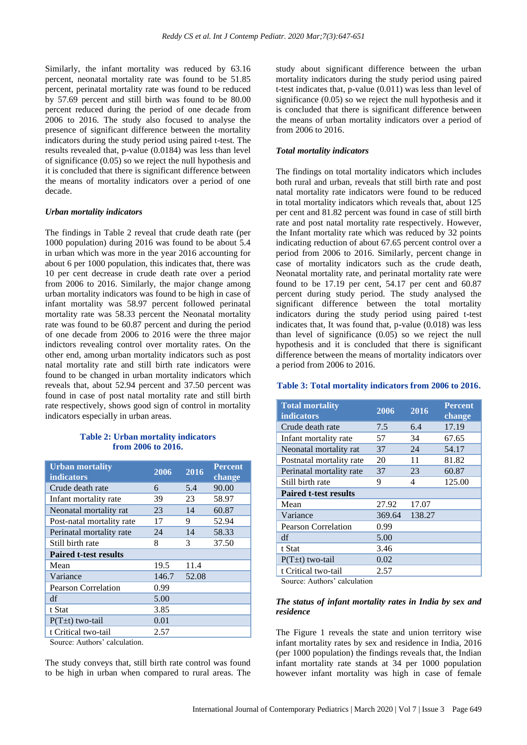Similarly, the infant mortality was reduced by 63.16 percent, neonatal mortality rate was found to be 51.85 percent, perinatal mortality rate was found to be reduced by 57.69 percent and still birth was found to be 80.00 percent reduced during the period of one decade from 2006 to 2016. The study also focused to analyse the presence of significant difference between the mortality indicators during the study period using paired t-test. The results revealed that, p-value (0.0184) was less than level of significance (0.05) so we reject the null hypothesis and it is concluded that there is significant difference between the means of mortality indicators over a period of one decade.

***Urban mortality indicators***

The findings in Table 2 reveal that crude death rate (per 1000 population) during 2016 was found to be about 5.4 in urban which was more in the year 2016 accounting for about 6 per 1000 population, this indicates that, there was 10 per cent decrease in crude death rate over a period from 2006 to 2016. Similarly, the major change among urban mortality indicators was found to be high in case of infant mortality was 58.97 percent followed perinatal mortality rate was 58.33 percent the Neonatal mortality rate was found to be 60.87 percent and during the period of one decade from 2006 to 2016 were the three major indictors revealing control over mortality rates. On the other end, among urban mortality indicators such as post natal mortality rate and still birth rate indicators were found to be changed in urban mortality indicators which reveals that, about 52.94 percent and 37.50 percent was found in case of post natal mortality rate and still birth rate respectively, shows good sign of control in mortality indicators especially in urban areas.

**Table 2: Urban mortality indicators from 2006 to 2016.**

| Urban mortality indicators | 2006 | 2016 | Percent change |
|---|---|---|---|
| Crude death rate | 6 | 5.4 | 90.00 |
| Infant mortality rate | 39 | 23 | 58.97 |
| Neonatal mortality rat | 23 | 14 | 60.87 |
| Post-natal mortality rate | 17 | 9 | 52.94 |
| Perinatal mortality rate | 24 | 14 | 58.33 |
| Still birth rate | 8 | 3 | 37.50 |
| **Paired t-test results** | | | |
| Mean | 19.5 | 11.4 | |
| Variance | 146.7 | 52.08 | |
| Pearson Correlation | 0.99 | | |
| df | 5.00 | | |
| t Stat | 3.85 | | |
| P(T±t) two-tail | 0.01 | | |
| t Critical two-tail | 2.57 | | |

Source: Authors' calculation.

The study conveys that, still birth rate control was found to be high in urban when compared to rural areas. The study about significant difference between the urban mortality indicators during the study period using paired t-test indicates that, p-value (0.011) was less than level of significance (0.05) so we reject the null hypothesis and it is concluded that there is significant difference between the means of urban mortality indicators over a period of from 2006 to 2016.

***Total mortality indicators***

The findings on total mortality indicators which includes both rural and urban, reveals that still birth rate and post natal mortality rate indicators were found to be reduced in total mortality indicators which reveals that, about 125 per cent and 81.82 percent was found in case of still birth rate and post natal mortality rate respectively. However, the Infant mortality rate which was reduced by 32 points indicating reduction of about 67.65 percent control over a period from 2006 to 2016. Similarly, percent change in case of mortality indicators such as the crude death, Neonatal mortality rate, and perinatal mortality rate were found to be 17.19 per cent, 54.17 per cent and 60.87 percent during study period. The study analysed the significant difference between the total mortality indicators during the study period using paired t-test indicates that, It was found that, p-value (0.018) was less than level of significance (0.05) so we reject the null hypothesis and it is concluded that there is significant difference between the means of mortality indicators over a period from 2006 to 2016.

**Table 3: Total mortality indicators from 2006 to 2016.**

| Total mortality indicators | 2006 | 2016 | Percent change |
|---|---|---|---|
| Crude death rate | 7.5 | 6.4 | 17.19 |
| Infant mortality rate | 57 | 34 | 67.65 |
| Neonatal mortality rat | 37 | 24 | 54.17 |
| Postnatal mortality rate | 20 | 11 | 81.82 |
| Perinatal mortality rate | 37 | 23 | 60.87 |
| Still birth rate | 9 | 4 | 125.00 |
| **Paired t-test results** | | | |
| Mean | 27.92 | 17.07 | |
| Variance | 369.64 | 138.27 | |
| Pearson Correlation | 0.99 | | |
| df | 5.00 | | |
| t Stat | 3.46 | | |
| P(T±t) two-tail | 0.02 | | |
| t Critical two-tail | 2.57 | | |

Source: Authors' calculation

***The status of infant mortality rates in India by sex and residence***

The Figure 1 reveals the state and union territory wise infant mortality rates by sex and residence in India, 2016 (per 1000 population) the findings reveals that, the Indian infant mortality rate stands at 34 per 1000 population however infant mortality was high in case of female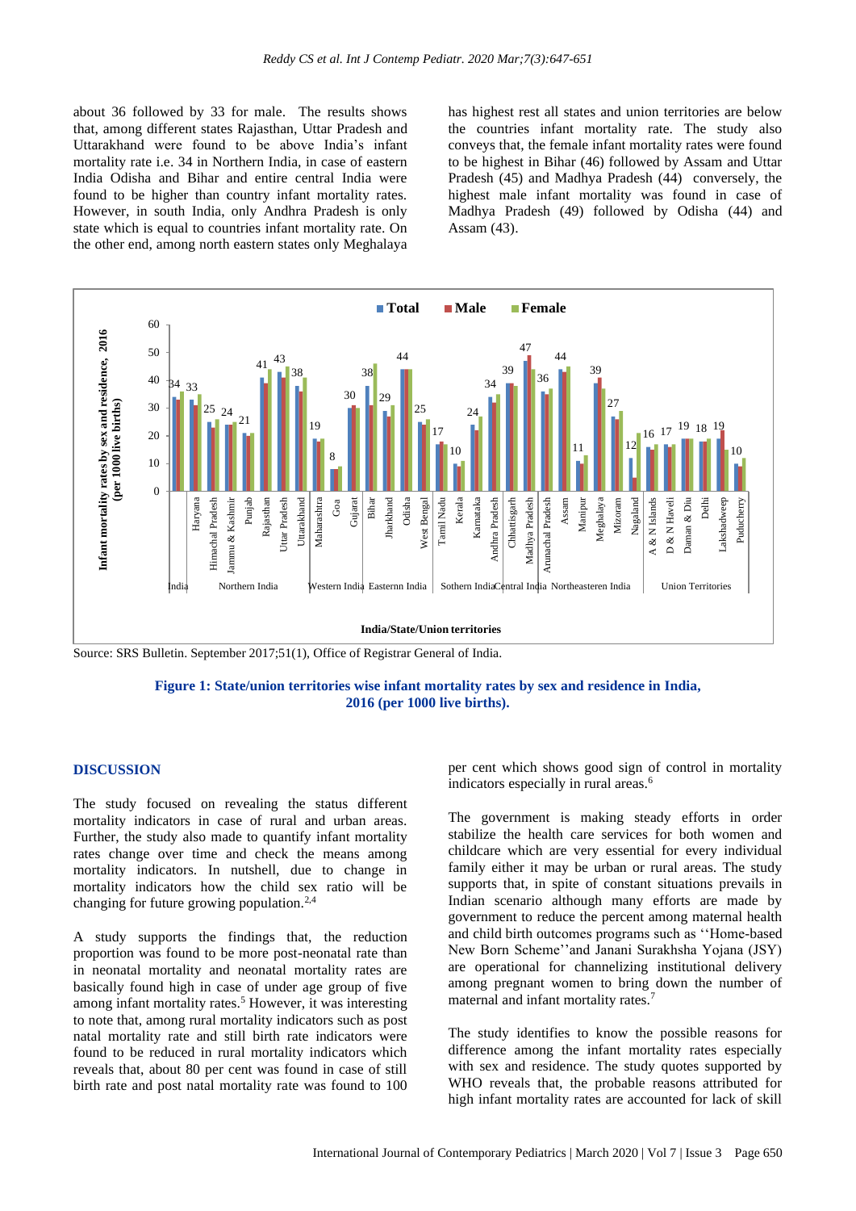about 36 followed by 33 for male. The results shows that, among different states Rajasthan, Uttar Pradesh and Uttarakhand were found to be above India's infant mortality rate i.e. 34 in Northern India, in case of eastern India Odisha and Bihar and entire central India were found to be higher than country infant mortality rates. However, in south India, only Andhra Pradesh is only state which is equal to countries infant mortality rate. On the other end, among north eastern states only Meghalaya has highest rest all states and union territories are below the countries infant mortality rate. The study also conveys that, the female infant mortality rates were found to be highest in Bihar (46) followed by Assam and Uttar Pradesh (45) and Madhya Pradesh (44) conversely, the highest male infant mortality was found in case of Madhya Pradesh (49) followed by Odisha (44) and Assam (43).

Source: SRS Bulletin. September 2017;51(1), Office of Registrar General of India.

**Figure 1: State/union territories wise infant mortality rates by sex and residence in India, 2016 (per 1000 live births).**

## DISCUSSION

The study focused on revealing the status different mortality indicators in case of rural and urban areas. Further, the study also made to quantify infant mortality rates change over time and check the means among mortality indicators. In nutshell, due to change in mortality indicators how the child sex ratio will be changing for future growing population.[2,4]

A study supports the findings that, the reduction proportion was found to be more post-neonatal rate than in neonatal mortality and neonatal mortality rates are basically found high in case of under age group of five among infant mortality rates.[5] However, it was interesting to note that, among rural mortality indicators such as post natal mortality rate and still birth rate indicators were found to be reduced in rural mortality indicators which reveals that, about 80 per cent was found in case of still birth rate and post natal mortality rate was found to 100 per cent which shows good sign of control in mortality indicators especially in rural areas.[6]

The government is making steady efforts in order stabilize the health care services for both women and childcare which are very essential for every individual family either it may be urban or rural areas. The study supports that, in spite of constant situations prevails in Indian scenario although many efforts are made by government to reduce the percent among maternal health and child birth outcomes programs such as ''Home-based New Born Scheme''and Janani Surakhsha Yojana (JSY) are operational for channelizing institutional delivery among pregnant women to bring down the number of maternal and infant mortality rates.[7]

The study identifies to know the possible reasons for difference among the infant mortality rates especially with sex and residence. The study quotes supported by WHO reveals that, the probable reasons attributed for high infant mortality rates are accounted for lack of skill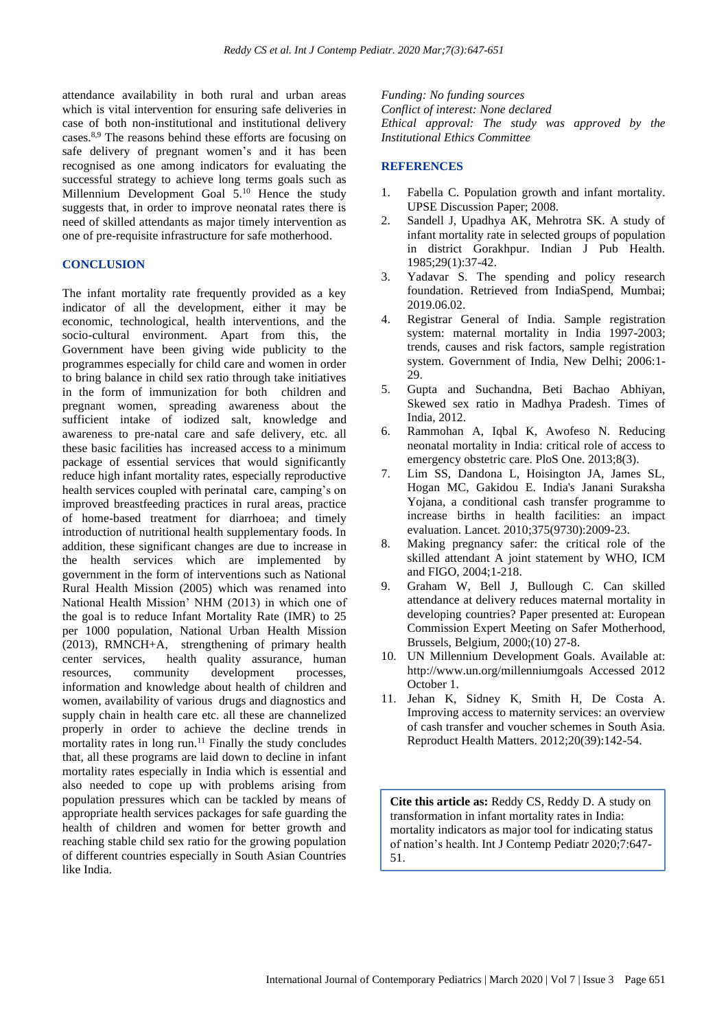attendance availability in both rural and urban areas which is vital intervention for ensuring safe deliveries in case of both non-institutional and institutional delivery cases.[8,9] The reasons behind these efforts are focusing on safe delivery of pregnant women's and it has been recognised as one among indicators for evaluating the successful strategy to achieve long terms goals such as Millennium Development Goal 5.[10] Hence the study suggests that, in order to improve neonatal rates there is need of skilled attendants as major timely intervention as one of pre-requisite infrastructure for safe motherhood.

## CONCLUSION

The infant mortality rate frequently provided as a key indicator of all the development, either it may be economic, technological, health interventions, and the socio-cultural environment. Apart from this, the Government have been giving wide publicity to the programmes especially for child care and women in order to bring balance in child sex ratio through take initiatives in the form of immunization for both children and pregnant women, spreading awareness about the sufficient intake of iodized salt, knowledge and awareness to pre-natal care and safe delivery, etc. all these basic facilities has increased access to a minimum package of essential services that would significantly reduce high infant mortality rates, especially reproductive health services coupled with perinatal care, camping's on improved breastfeeding practices in rural areas, practice of home-based treatment for diarrhoea; and timely introduction of nutritional health supplementary foods. In addition, these significant changes are due to increase in the health services which are implemented by government in the form of interventions such as National Rural Health Mission (2005) which was renamed into National Health Mission' NHM (2013) in which one of the goal is to reduce Infant Mortality Rate (IMR) to 25 per 1000 population, National Urban Health Mission (2013), RMNCH+A, strengthening of primary health center services, health quality assurance, human resources, community development processes, information and knowledge about health of children and women, availability of various drugs and diagnostics and supply chain in health care etc. all these are channelized properly in order to achieve the decline trends in mortality rates in long run.[11] Finally the study concludes that, all these programs are laid down to decline in infant mortality rates especially in India which is essential and also needed to cope up with problems arising from population pressures which can be tackled by means of appropriate health services packages for safe guarding the health of children and women for better growth and reaching stable child sex ratio for the growing population of different countries especially in South Asian Countries like India.

*Funding: No funding sources*
*Conflict of interest: None declared*
*Ethical approval: The study was approved by the Institutional Ethics Committee*

## REFERENCES

1. Fabella C. Population growth and infant mortality. UPSE Discussion Paper; 2008.
2. Sandell J, Upadhya AK, Mehrotra SK. A study of infant mortality rate in selected groups of population in district Gorakhpur. Indian J Pub Health. 1985;29(1):37-42.
3. Yadavar S. The spending and policy research foundation. Retrieved from IndiaSpend, Mumbai; 2019.06.02.
4. Registrar General of India. Sample registration system: maternal mortality in India 1997-2003; trends, causes and risk factors, sample registration system. Government of India, New Delhi; 2006:1-29.
5. Gupta and Suchandna, Beti Bachao Abhiyan, Skewed sex ratio in Madhya Pradesh. Times of India, 2012.
6. Rammohan A, Iqbal K, Awofeso N. Reducing neonatal mortality in India: critical role of access to emergency obstetric care. PloS One. 2013;8(3).
7. Lim SS, Dandona L, Hoisington JA, James SL, Hogan MC, Gakidou E. India's Janani Suraksha Yojana, a conditional cash transfer programme to increase births in health facilities: an impact evaluation. Lancet. 2010;375(9730):2009-23.
8. Making pregnancy safer: the critical role of the skilled attendant A joint statement by WHO, ICM and FIGO, 2004;1-218.
9. Graham W, Bell J, Bullough C. Can skilled attendance at delivery reduces maternal mortality in developing countries? Paper presented at: European Commission Expert Meeting on Safer Motherhood, Brussels, Belgium, 2000;(10) 27-8.
10. UN Millennium Development Goals. Available at: http://www.un.org/millenniumgoals Accessed 2012 October 1.
11. Jehan K, Sidney K, Smith H, De Costa A. Improving access to maternity services: an overview of cash transfer and voucher schemes in South Asia. Reproduct Health Matters. 2012;20(39):142-54.

**Cite this article as:** Reddy CS, Reddy D. A study on transformation in infant mortality rates in India: mortality indicators as major tool for indicating status of nation's health. Int J Contemp Pediatr 2020;7:647-51.